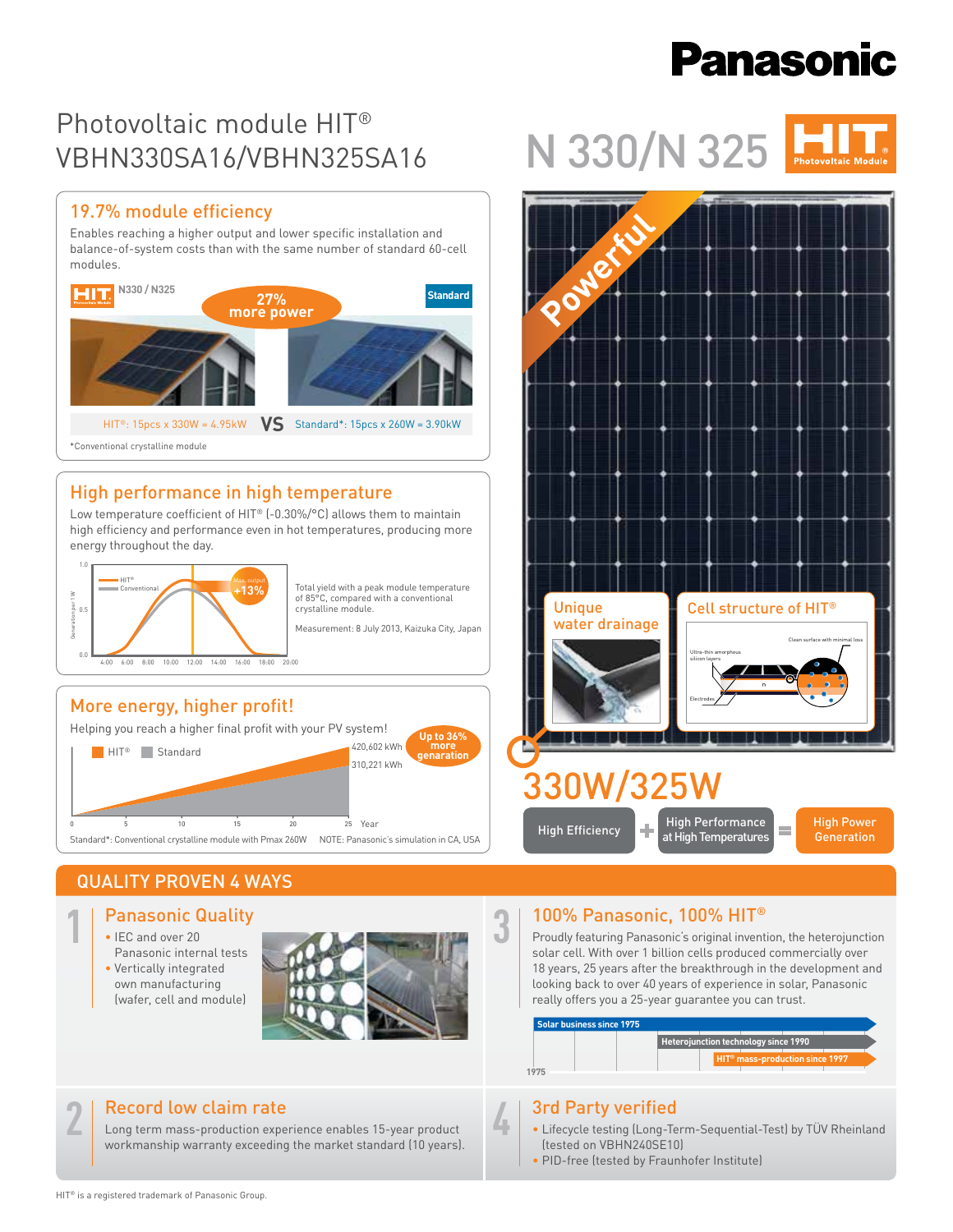# Panasonic

## Photovoltaic module HIT®
## VBHN330SA16/VBHN325SA16

# N 330/N 325

HIT® Photovoltaic Module

Powerful

### 19.7% module efficiency

Enables reaching a higher output and lower specific installation and balance-of-system costs than with the same number of standard 60-cell modules.

HIT N330 / N325 — 27% more power — Standard

HIT®: 15pcs x 330W = 4.95kW **VS** Standard*: 15pcs x 260W = 3.90kW

*Conventional crystalline module

### High performance in high temperature

Low temperature coefficient of HIT® (-0.30%/°C) allows them to maintain high efficiency and performance even in hot temperatures, producing more energy throughout the day.

HIT® / Conventional — Max. output +13%

Total yield with a peak module temperature of 85°C, compared with a conventional crystalline module.

Measurement: 8 July 2013, Kaizuka City, Japan

### More energy, higher profit!

Helping you reach a higher final profit with your PV system!

HIT® 420,602 kWh / Standard 310,221 kWh — Up to 36% more genaration

Standard*: Conventional crystalline module with Pmax 260W    NOTE: Panasonic's simulation in CA, USA

### Unique water drainage

### Cell structure of HIT®

# 330W/325W

High Efficiency + High Performance at High Temperatures = High Power Generation

## QUALITY PROVEN 4 WAYS

### 1 Panasonic Quality

- IEC and over 20 Panasonic internal tests
- Vertically integrated own manufacturing (wafer, cell and module)

### 2 Record low claim rate

Long term mass-production experience enables 15-year product workmanship warranty exceeding the market standard (10 years).

### 3 100% Panasonic, 100% HIT®

Proudly featuring Panasonic's original invention, the heterojunction solar cell. With over 1 billion cells produced commercially over 18 years, 25 years after the breakthrough in the development and looking back to over 40 years of experience in solar, Panasonic really offers you a 25-year guarantee you can trust.

- Solar business since 1975
- Heterojunction technology since 1990
- HIT® mass-production since 1997

### 4 3rd Party verified

- Lifecycle testing (Long-Term-Sequential-Test) by TÜV Rheinland (tested on VBHN240SE10)
- PID-free (tested by Fraunhofer Institute)

HIT® is a registered trademark of Panasonic Group.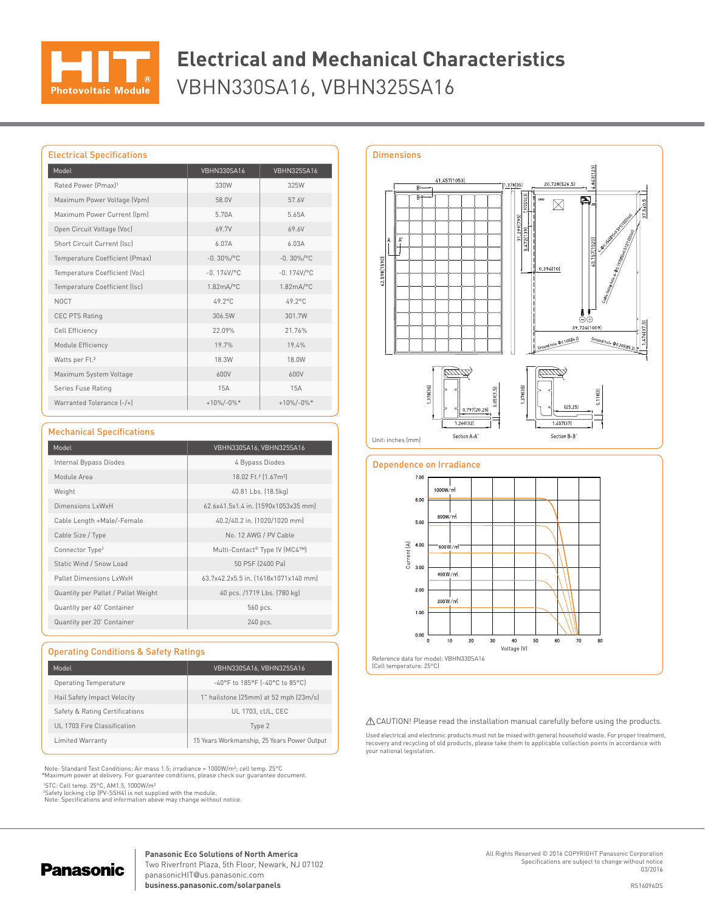# HIT® Photovoltaic Module

# Electrical and Mechanical Characteristics

## VBHN330SA16, VBHN325SA16

### Electrical Specifications

| Model | VBHN330SA16 | VBHN325SA16 |
|---|---|---|
| Rated Power (Pmax)[1] | 330W | 325W |
| Maximum Power Voltage (Vpm) | 58.0V | 57.6V |
| Maximum Power Current (Ipm) | 5.70A | 5.65A |
| Open Circuit Voltage (Voc) | 69.7V | 69.6V |
| Short Circuit Current (Isc) | 6.07A | 6.03A |
| Temperature Coefficient (Pmax) | -0. 30%/°C | -0. 30%/°C |
| Temperature Coefficient (Voc) | -0. 174V/°C | -0. 174V/°C |
| Temperature Coefficient (Isc) | 1.82mA/°C | 1.82mA/°C |
| NOCT | 49.2°C | 49.2°C |
| CEC PTS Rating | 306.5W | 301.7W |
| Cell Efficiency | 22.09% | 21.76% |
| Module Efficiency | 19.7% | 19.4% |
| Watts per Ft.² | 18.3W | 18.0W |
| Maximum System Voltage | 600V | 600V |
| Series Fuse Rating | 15A | 15A |
| Warranted Tolerance (-/+) | +10%/-0%* | +10%/-0%* |

### Mechanical Specifications

| Model | VBHN330SA16, VBHN325SA16 |
|---|---|
| Internal Bypass Diodes | 4 Bypass Diodes |
| Module Area | 18.02 Ft.² (1.67m²) |
| Weight | 40.81 Lbs. (18.5kg) |
| Dimensions LxWxH | 62.6x41.5x1.4 in. (1590x1053x35 mm) |
| Cable Length +Male/-Female | 40.2/40.2 in. (1020/1020 mm) |
| Cable Size / Type | No. 12 AWG / PV Cable |
| Connector Type[2] | Multi-Contact® Type IV (MC4™) |
| Static Wind / Snow Load | 50 PSF (2400 Pa) |
| Pallet Dimensions LxWxH | 63.7x42.2x5.5 in. (1618x1071x140 mm) |
| Quantity per Pallet / Pallet Weight | 40 pcs. /1719 Lbs. (780 kg) |
| Quantity per 40' Container | 560 pcs. |
| Quantity per 20' Container | 240 pcs. |

### Operating Conditions & Safety Ratings

| Model | VBHN330SA16, VBHN325SA16 |
|---|---|
| Operating Temperature | -40°F to 185°F (-40°C to 85°C) |
| Hail Safety Impact Velocity | 1" hailstone (25mm) at 52 mph (23m/s) |
| Safety & Rating Certifications | UL 1703, cUL, CEC |
| UL 1703 Fire Classification | Type 2 |
| Limited Warranty | 15 Years Workmanship, 25 Years Power Output |

Note: Standard Test Conditions: Air mass 1.5; irradiance = 1000W/m²; cell temp. 25°C
*Maximum power at delivery. For guarantee conditions, please check our guarantee document.
[1]STC: Cell temp. 25°C, AM1.5, 1000W/m²
[2]Safety locking clip (PV-SSH4) is not supplied with the module.
Note: Specifications and information above may change without notice.

### Dimensions

41.457(1053)
1.378(35)
20.728(526.5)
4.843(123)
37.5(0.5)
62.598(1590)
31.299(795)
5.472(139)
0.394(10)
40.157(1020)
39.724(1009)
1.476(37.5)
Ground hole
Cable fixing hole
1.378(35)
0.059(1.5)
0.797(20.25)
1.260(32)
Section A-A'
1.378(35)
0.118(3)
(25.25)
1.457(37)
Section B-B'

Unit: inches (mm)

### Dependence on Irradiance

7.00
6.00
5.00
4.00
3.00
2.00
1.00
0.00
Current (A)
1000W/m²
800W/m²
600W/m²
400W/m²
200W/m²
0 10 20 30 40 50 60 70 80
Voltage (V)

Reference data for model: VBHN330SA16
(Cell temperature: 25°C)

⚠CAUTION! Please read the installation manual carefully before using the products.

Used electrical and electronic products must not be mixed with general household waste. For proper treatment, recovery and recycling of old products, please take them to applicable collection points in accordance with your national legislation.

**Panasonic**

**Panasonic Eco Solutions of North America**
Two Riverfront Plaza, 5th Floor, Newark, NJ 07102
panasonicHIT@us.panasonic.com
**business.panasonic.com/solarpanels**

All Rights Reserved © 2016 COPYRIGHT Panasonic Corporation
Specifications are subject to change without notice
03/2016

RS16096DS